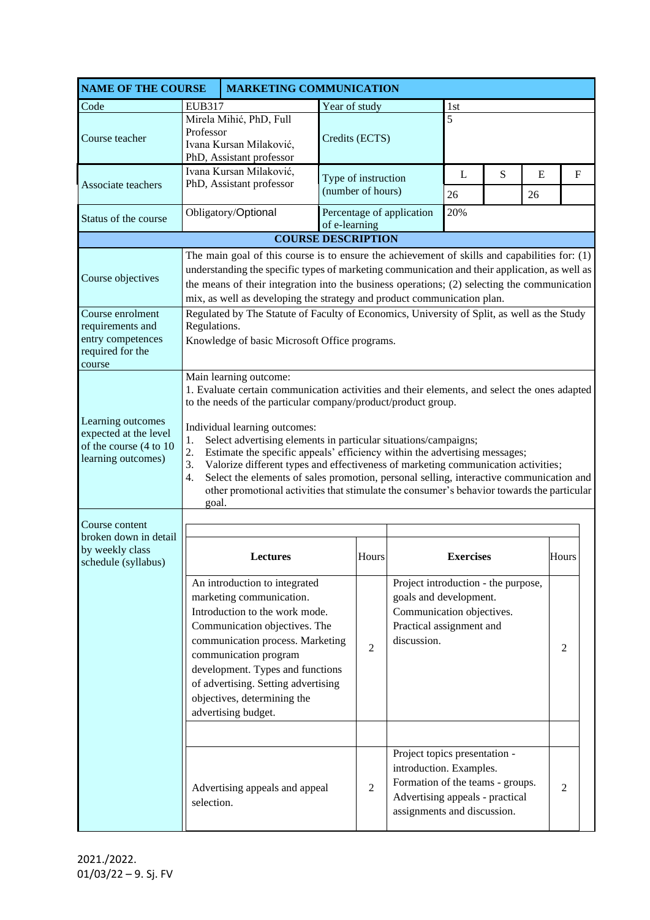| NAME OF THE COURSE | MARKETING COMMUNICATION | | | | | |
|---|---|---|---|---|---|---|
| Code | EUB317 | Year of study | 1st | | | |
| Course teacher | Mirela Mihić, PhD, Full Professor<br>Ivana Kursan Milaković, PhD, Assistant professor | Credits (ECTS) | 5 | | | |
| Associate teachers | Ivana Kursan Milaković, PhD, Assistant professor | Type of instruction (number of hours) | L | S | E | F |
| | | | 26 | | 26 | |
| Status of the course | Obligatory/Optional | Percentage of application of e-learning | 20% | | | |

**COURSE DESCRIPTION**

| | |
|---|---|
| Course objectives | The main goal of this course is to ensure the achievement of skills and capabilities for: (1) understanding the specific types of marketing communication and their application, as well as the means of their integration into the business operations; (2) selecting the communication mix, as well as developing the strategy and product communication plan. |
| Course enrolment requirements and entry competences required for the course | Regulated by The Statute of Faculty of Economics, University of Split, as well as the Study Regulations.<br>Knowledge of basic Microsoft Office programs. |
| Learning outcomes expected at the level of the course (4 to 10 learning outcomes) | Main learning outcome:<br>1. Evaluate certain communication activities and their elements, and select the ones adapted to the needs of the particular company/product/product group.<br><br>Individual learning outcomes:<br>1. Select advertising elements in particular situations/campaigns;<br>2. Estimate the specific appeals' efficiency within the advertising messages;<br>3. Valorize different types and effectiveness of marketing communication activities;<br>4. Select the elements of sales promotion, personal selling, interactive communication and other promotional activities that stimulate the consumer's behavior towards the particular goal. |

Course content broken down in detail by weekly class schedule (syllabus)

| Lectures | Hours | Exercises | Hours |
|---|---|---|---|
| An introduction to integrated marketing communication. Introduction to the work mode. Communication objectives. The communication process. Marketing communication program development. Types and functions of advertising. Setting advertising objectives, determining the advertising budget. | 2 | Project introduction - the purpose, goals and development. Communication objectives. Practical assignment and discussion. | 2 |
| | | | |
| Advertising appeals and appeal selection. | 2 | Project topics presentation - introduction. Examples. Formation of the teams - groups. Advertising appeals - practical assignments and discussion. | 2 |

2021./2022.
01/03/22 – 9. Sj. FV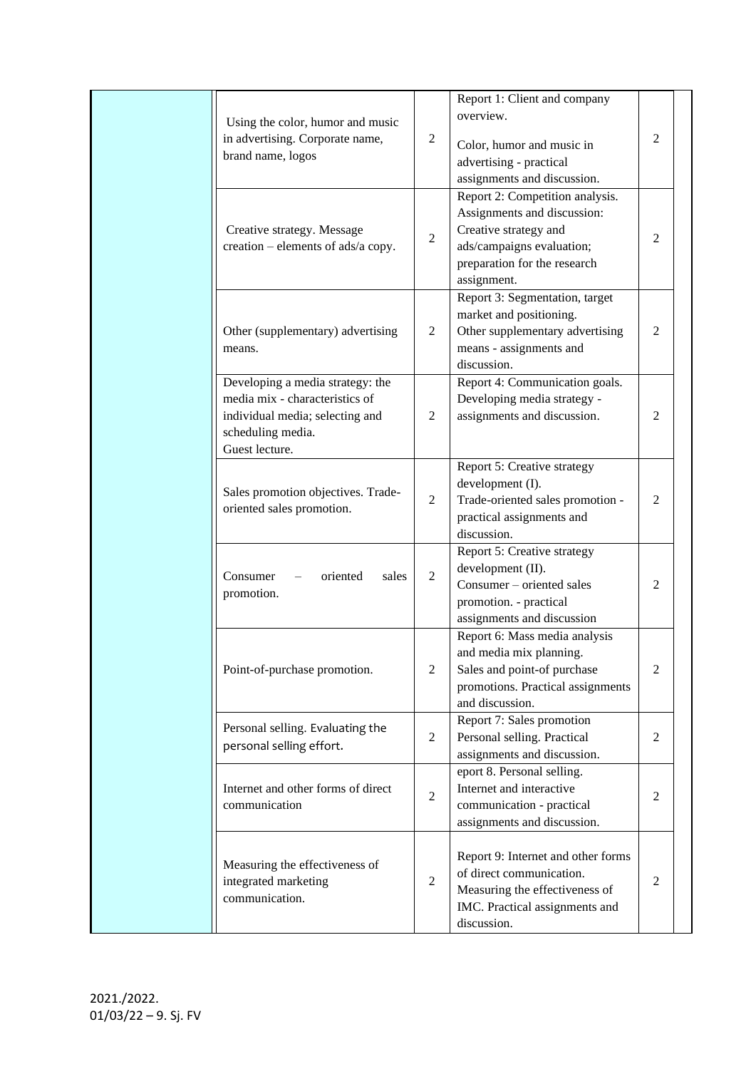| | | | | | |
|---|---|---|---|---|---|
| | Using the color, humor and music in advertising. Corporate name, brand name, logos | 2 | Report 1: Client and company overview.<br><br>Color, humor and music in advertising - practical assignments and discussion. | 2 | |
| | Creative strategy. Message creation – elements of ads/a copy. | 2 | Report 2: Competition analysis. Assignments and discussion: Creative strategy and ads/campaigns evaluation; preparation for the research assignment. | 2 | |
| | Other (supplementary) advertising means. | 2 | Report 3: Segmentation, target market and positioning. Other supplementary advertising means - assignments and discussion. | 2 | |
| | Developing a media strategy: the media mix - characteristics of individual media; selecting and scheduling media. Guest lecture. | 2 | Report 4: Communication goals. Developing media strategy - assignments and discussion. | 2 | |
| | Sales promotion objectives. Trade-oriented sales promotion. | 2 | Report 5: Creative strategy development (I). Trade-oriented sales promotion - practical assignments and discussion. | 2 | |
| | Consumer – oriented sales promotion. | 2 | Report 5: Creative strategy development (II). Consumer – oriented sales promotion. - practical assignments and discussion | 2 | |
| | Point-of-purchase promotion. | 2 | Report 6: Mass media analysis and media mix planning. Sales and point-of purchase promotions. Practical assignments and discussion. | 2 | |
| | Personal selling. Evaluating the personal selling effort. | 2 | Report 7: Sales promotion Personal selling. Practical assignments and discussion. | 2 | |
| | Internet and other forms of direct communication | 2 | eport 8. Personal selling. Internet and interactive communication - practical assignments and discussion. | 2 | |
| | Measuring the effectiveness of integrated marketing communication. | 2 | Report 9: Internet and other forms of direct communication. Measuring the effectiveness of IMC. Practical assignments and discussion. | 2 | |

2021./2022.
01/03/22 – 9. Sj. FV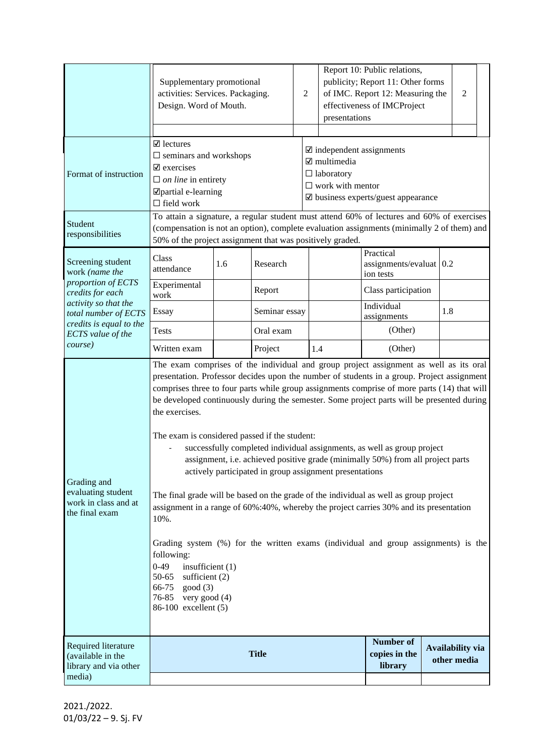|  | Supplementary promotional activities: Services. Packaging. Design. Word of Mouth. | 2 | Report 10: Public relations, publicity; Report 11: Other forms of IMC. Report 12: Measuring the effectiveness of IMCProject presentations | 2 |
|---|---|---|---|---|
|  |  |  |  |  |

| Format of instruction | ☑ lectures<br>☐ seminars and workshops<br>☑ exercises<br>☐ *on line* in entirety<br>☑partial e-learning<br>☐ field work | ☑ independent assignments<br>☑ multimedia<br>☐ laboratory<br>☐ work with mentor<br>☑ business experts/guest appearance |
|---|---|---|
| Student responsibilities | To attain a signature, a regular student must attend 60% of lectures and 60% of exercises (compensation is not an option), complete evaluation assignments (minimally 2 of them) and 50% of the project assignment that was positively graded. | |

| Screening student work *(name the proportion of ECTS credits for each activity so that the total number of ECTS credits is equal to the ECTS value of the course)* | Class attendance | 1.6 | Research |  | Practical assignments/evaluation tests | 0.2 |
|---|---|---|---|---|---|---|
|  | Experimental work |  | Report |  | Class participation |  |
|  | Essay |  | Seminar essay |  | Individual assignments | 1.8 |
|  | Tests |  | Oral exam |  | (Other) |  |
|  | Written exam |  | Project | 1.4 | (Other) |  |

**Grading and evaluating student work in class and at the final exam**

The exam comprises of the individual and group project assignment as well as its oral presentation. Professor decides upon the number of students in a group. Project assignment comprises three to four parts while group assignments comprise of more parts (14) that will be developed continuously during the semester. Some project parts will be presented during the exercises.

The exam is considered passed if the student:

- successfully completed individual assignments, as well as group project assignment, i.e. achieved positive grade (minimally 50%) from all project parts actively participated in group assignment presentations

The final grade will be based on the grade of the individual as well as group project assignment in a range of 60%:40%, whereby the project carries 30% and its presentation 10%.

Grading system (%) for the written exams (individual and group assignments) is the following:

0-49 insufficient (1)
50-65 sufficient (2)
66-75 good (3)
76-85 very good (4)
86-100 excellent (5)

| Required literature (available in the library and via other media) | Title | Number of copies in the library | Availability via other media |
|---|---|---|---|
|  |  |  |  |

2021./2022.
01/03/22 – 9. Sj. FV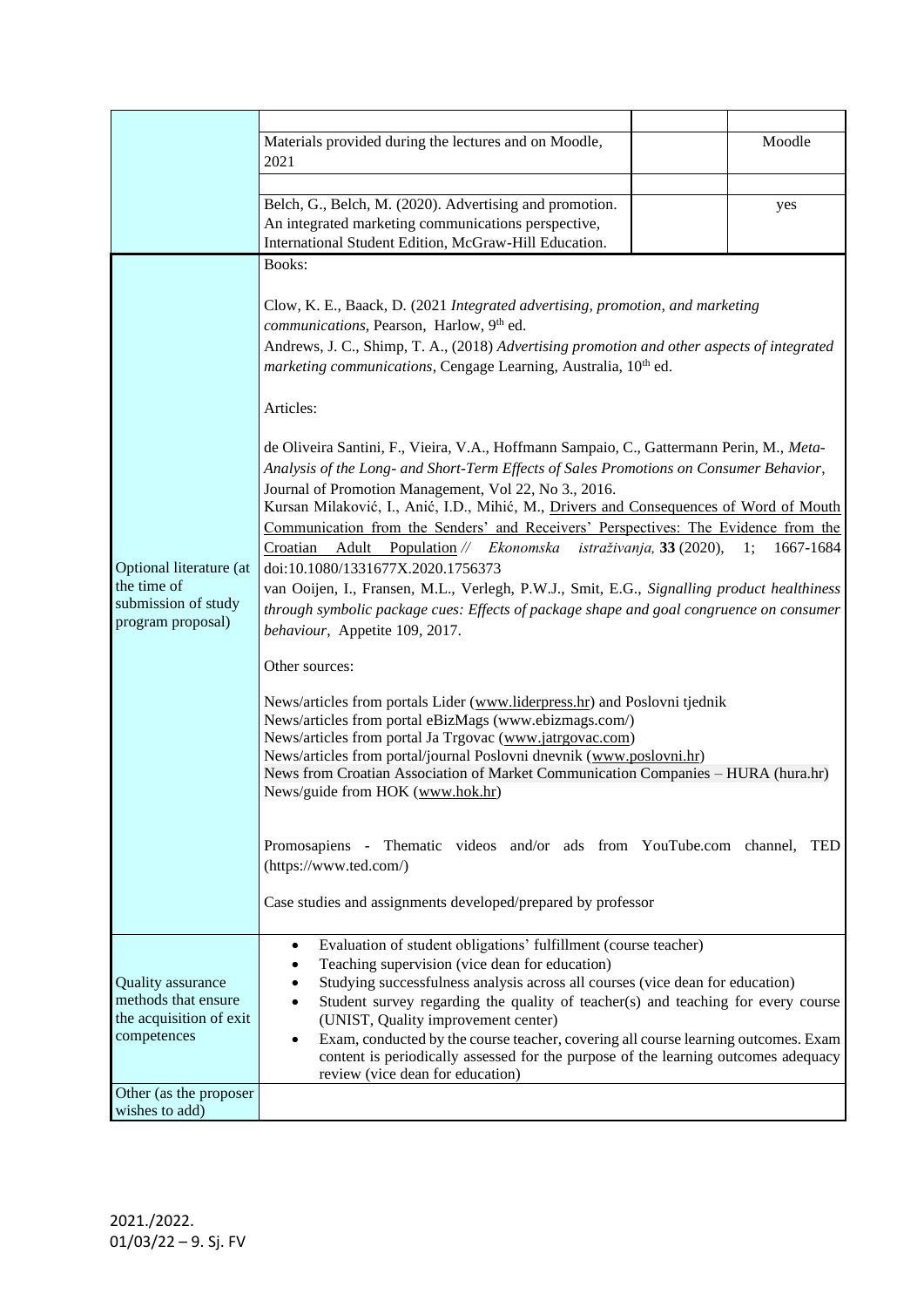| | | | |
|---|---|---|---|
| | | | |
| | Materials provided during the lectures and on Moodle, 2021 | | Moodle |
| | | | |
| | Belch, G., Belch, M. (2020). Advertising and promotion. An integrated marketing communications perspective, International Student Edition, McGraw-Hill Education. | | yes |
| Optional literature (at the time of submission of study program proposal) | Books:<br><br>Clow, K. E., Baack, D. (2021 *Integrated advertising, promotion, and marketing communications*, Pearson, Harlow, 9th ed.<br>Andrews, J. C., Shimp, T. A., (2018) *Advertising promotion and other aspects of integrated marketing communications*, Cengage Learning, Australia, 10th ed.<br><br>Articles:<br><br>de Oliveira Santini, F., Vieira, V.A., Hoffmann Sampaio, C., Gattermann Perin, M., *Meta-Analysis of the Long- and Short-Term Effects of Sales Promotions on Consumer Behavior*, Journal of Promotion Management, Vol 22, No 3., 2016.<br>Kursan Milaković, I., Anić, I.D., Mihić, M., Drivers and Consequences of Word of Mouth Communication from the Senders' and Receivers' Perspectives: The Evidence from the Croatian Adult Population // *Ekonomska istraživanja*, **33** (2020), 1; 1667-1684 doi:10.1080/1331677X.2020.1756373<br>van Ooijen, I., Fransen, M.L., Verlegh, P.W.J., Smit, E.G., *Signalling product healthiness through symbolic package cues: Effects of package shape and goal congruence on consumer behaviour*, Appetite 109, 2017.<br><br>Other sources:<br><br>News/articles from portals Lider (www.liderpress.hr) and Poslovni tjednik<br>News/articles from portal eBizMags (www.ebizmags.com/)<br>News/articles from portal Ja Trgovac (www.jatrgovac.com)<br>News/articles from portal/journal Poslovni dnevnik (www.poslovni.hr)<br>News from Croatian Association of Market Communication Companies – HURA (hura.hr)<br>News/guide from HOK (www.hok.hr)<br><br>Promosapiens - Thematic videos and/or ads from YouTube.com channel, TED (https://www.ted.com/)<br><br>Case studies and assignments developed/prepared by professor | | |
| Quality assurance methods that ensure the acquisition of exit competences | • Evaluation of student obligations' fulfillment (course teacher)<br>• Teaching supervision (vice dean for education)<br>• Studying successfulness analysis across all courses (vice dean for education)<br>• Student survey regarding the quality of teacher(s) and teaching for every course (UNIST, Quality improvement center)<br>• Exam, conducted by the course teacher, covering all course learning outcomes. Exam content is periodically assessed for the purpose of the learning outcomes adequacy review (vice dean for education) | | |
| Other (as the proposer wishes to add) | | | |

2021./2022.
01/03/22 – 9. Sj. FV